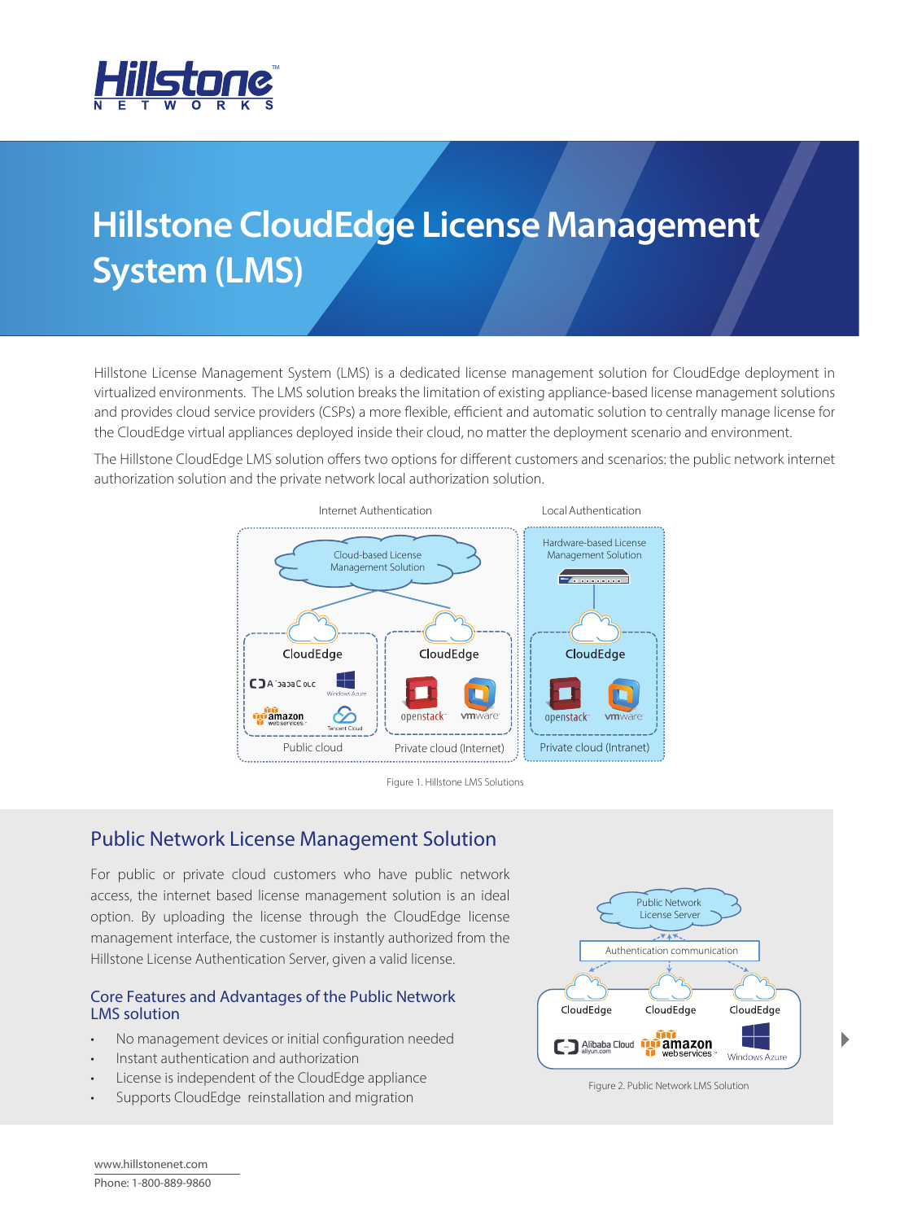# Hillstone CloudEdge License Management System (LMS)

Hillstone License Management System (LMS) is a dedicated license management solution for CloudEdge deployment in virtualized environments. The LMS solution breaks the limitation of existing appliance-based license management solutions and provides cloud service providers (CSPs) a more flexible, efficient and automatic solution to centrally manage license for the CloudEdge virtual appliances deployed inside their cloud, no matter the deployment scenario and environment.

The Hillstone CloudEdge LMS solution offers two options for different customers and scenarios: the public network internet authorization solution and the private network local authorization solution.

Figure 1. Hillstone LMS Solutions

## Public Network License Management Solution

For public or private cloud customers who have public network access, the internet based license management solution is an ideal option. By uploading the license through the CloudEdge license management interface, the customer is instantly authorized from the Hillstone License Authentication Server, given a valid license.

### Core Features and Advantages of the Public Network LMS solution

- No management devices or initial configuration needed
- Instant authentication and authorization
- License is independent of the CloudEdge appliance
- Supports CloudEdge reinstallation and migration

Figure 2. Public Network LMS Solution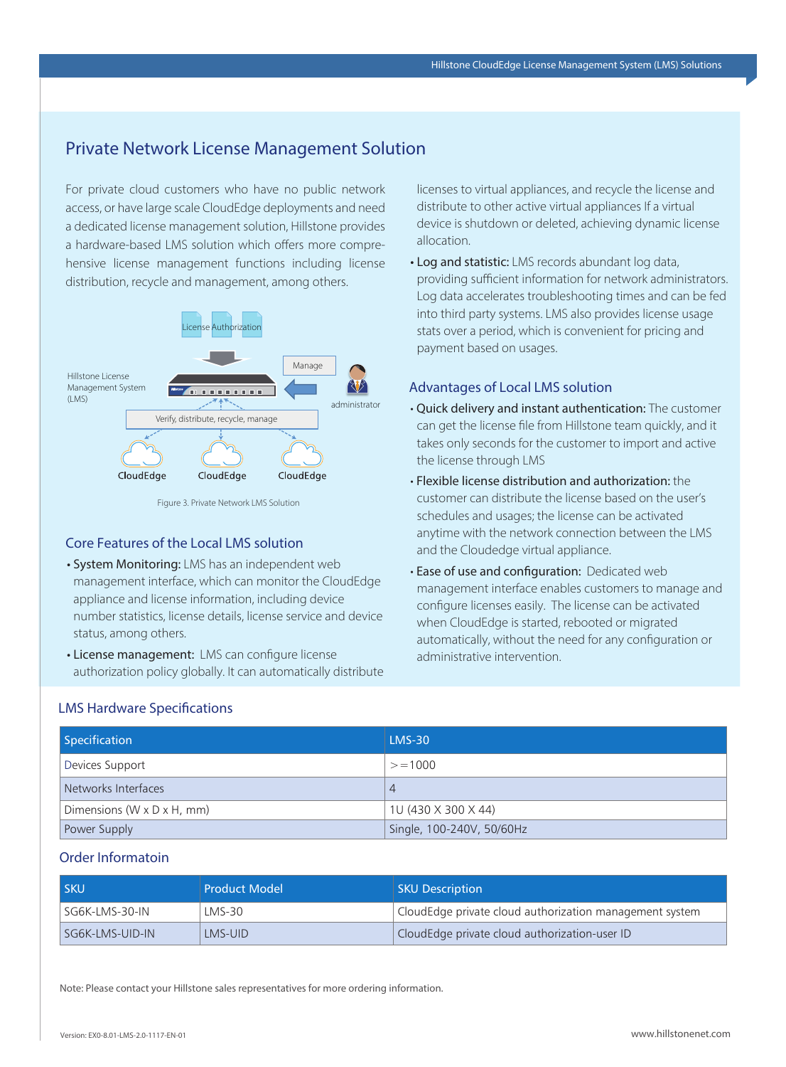## Private Network License Management Solution

For private cloud customers who have no public network access, or have large scale CloudEdge deployments and need a dedicated license management solution, Hillstone provides a hardware-based LMS solution which offers more comprehensive license management functions including license distribution, recycle and management, among others.

License Authorization

Manage

Hillstone License Management System (LMS)

administrator

Verify, distribute, recycle, manage

CloudEdge

CloudEdge

CloudEdge

Figure 3. Private Network LMS Solution

### Core Features of the Local LMS solution

- **System Monitoring:** LMS has an independent web management interface, which can monitor the CloudEdge appliance and license information, including device number statistics, license details, license service and device status, among others.
- **License management:** LMS can configure license authorization policy globally. It can automatically distribute licenses to virtual appliances, and recycle the license and distribute to other active virtual appliances If a virtual device is shutdown or deleted, achieving dynamic license allocation.
- **Log and statistic:** LMS records abundant log data, providing sufficient information for network administrators. Log data accelerates troubleshooting times and can be fed into third party systems. LMS also provides license usage stats over a period, which is convenient for pricing and payment based on usages.

### Advantages of Local LMS solution

- **Quick delivery and instant authentication:** The customer can get the license file from Hillstone team quickly, and it takes only seconds for the customer to import and active the license through LMS
- **Flexible license distribution and authorization:** the customer can distribute the license based on the user's schedules and usages; the license can be activated anytime with the network connection between the LMS and the Cloudedge virtual appliance.
- **Ease of use and configuration:** Dedicated web management interface enables customers to manage and configure licenses easily. The license can be activated when CloudEdge is started, rebooted or migrated automatically, without the need for any configuration or administrative intervention.

### LMS Hardware Specifications

| Specification | LMS-30 |
|---|---|
| Devices Support | >=1000 |
| Networks Interfaces | 4 |
| Dimensions (W x D x H, mm) | 1U (430 X 300 X 44) |
| Power Supply | Single, 100-240V, 50/60Hz |

### Order Informatoin

| SKU | Product Model | SKU Description |
|---|---|---|
| SG6K-LMS-30-IN | LMS-30 | CloudEdge private cloud authorization management system |
| SG6K-LMS-UID-IN | LMS-UID | CloudEdge private cloud authorization-user ID |

Note: Please contact your Hillstone sales representatives for more ordering information.

Version: EX0-8.01-LMS-2.0-1117-EN-01

www.hillstonenet.com